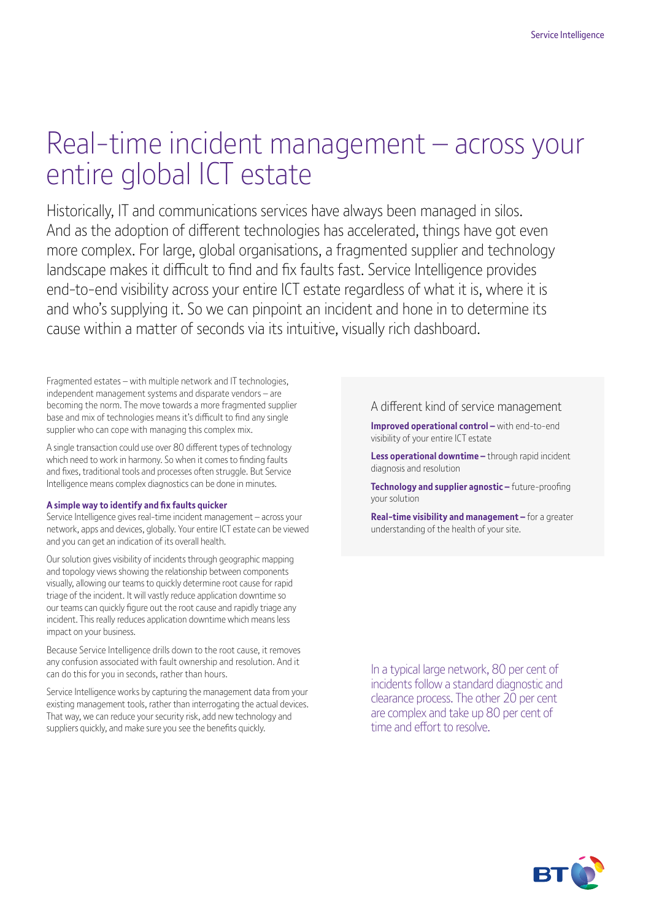# Real-time incident management – across your entire global ICT estate

Historically, IT and communications services have always been managed in silos. And as the adoption of different technologies has accelerated, things have got even more complex. For large, global organisations, a fragmented supplier and technology landscape makes it difficult to find and fix faults fast. Service Intelligence provides end-to-end visibility across your entire ICT estate regardless of what it is, where it is and who's supplying it. So we can pinpoint an incident and hone in to determine its cause within a matter of seconds via its intuitive, visually rich dashboard.

Fragmented estates – with multiple network and IT technologies, independent management systems and disparate vendors – are becoming the norm. The move towards a more fragmented supplier base and mix of technologies means it's difficult to find any single supplier who can cope with managing this complex mix.

A single transaction could use over 80 different types of technology which need to work in harmony. So when it comes to finding faults and fixes, traditional tools and processes often struggle. But Service Intelligence means complex diagnostics can be done in minutes.

**A simple way to identify and fix faults quicker**

Service Intelligence gives real-time incident management – across your network, apps and devices, globally. Your entire ICT estate can be viewed and you can get an indication of its overall health.

Our solution gives visibility of incidents through geographic mapping and topology views showing the relationship between components visually, allowing our teams to quickly determine root cause for rapid triage of the incident. It will vastly reduce application downtime so our teams can quickly figure out the root cause and rapidly triage any incident. This really reduces application downtime which means less impact on your business.

Because Service Intelligence drills down to the root cause, it removes any confusion associated with fault ownership and resolution. And it can do this for you in seconds, rather than hours.

Service Intelligence works by capturing the management data from your existing management tools, rather than interrogating the actual devices. That way, we can reduce your security risk, add new technology and suppliers quickly, and make sure you see the benefits quickly.

## A different kind of service management

**Improved operational control –** with end-to-end visibility of your entire ICT estate

**Less operational downtime –** through rapid incident diagnosis and resolution

**Technology and supplier agnostic –** future-proofing your solution

**Real-time visibility and management –** for a greater understanding of the health of your site.

In a typical large network, 80 per cent of incidents follow a standard diagnostic and clearance process. The other 20 per cent are complex and take up 80 per cent of time and effort to resolve.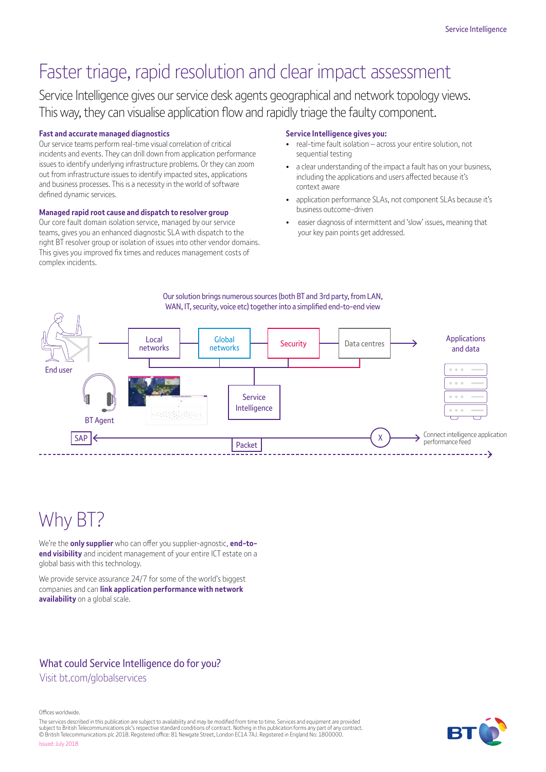# Faster triage, rapid resolution and clear impact assessment

Service Intelligence gives our service desk agents geographical and network topology views. This way, they can visualise application flow and rapidly triage the faulty component.

### Fast and accurate managed diagnostics

Our service teams perform real-time visual correlation of critical incidents and events. They can drill down from application performance issues to identify underlying infrastructure problems. Or they can zoom out from infrastructure issues to identify impacted sites, applications and business processes. This is a necessity in the world of software defined dynamic services.

### Managed rapid root cause and dispatch to resolver group

Our core fault domain isolation service, managed by our service teams, gives you an enhanced diagnostic SLA with dispatch to the right BT resolver group or isolation of issues into other vendor domains. This gives you improved fix times and reduces management costs of complex incidents.

### Service Intelligence gives you:

- real-time fault isolation – across your entire solution, not sequential testing
- a clear understanding of the impact a fault has on your business, including the applications and users affected because it's context aware
- application performance SLAs, not component SLAs because it's business outcome-driven
- easier diagnosis of intermittent and 'slow' issues, meaning that your key pain points get addressed.

Our solution brings numerous sources (both BT and 3rd party, from LAN, WAN, IT, security, voice etc) together into a simplified end-to-end view

End user

Local networks

Global networks

Security

Data centres

Applications and data

BT Agent

Service Intelligence

SAP

Packet

X

Connect intelligence application performance feed

# Why BT?

We're the **only supplier** who can offer you supplier-agnostic, **end-to-end visibility** and incident management of your entire ICT estate on a global basis with this technology.

We provide service assurance 24/7 for some of the world's biggest companies and can **link application performance with network availability** on a global scale.

## What could Service Intelligence do for you?

Visit bt.com/globalservices

Offices worldwide.

The services described in this publication are subject to availability and may be modified from time to time. Services and equipment are provided subject to British Telecommunications plc's respective standard conditions of contract. Nothing in this publication forms any part of any contract.
© British Telecommunications plc 2018. Registered office: 81 Newgate Street, London EC1A 7AJ. Registered in England No: 1800000.

Issued: July 2018